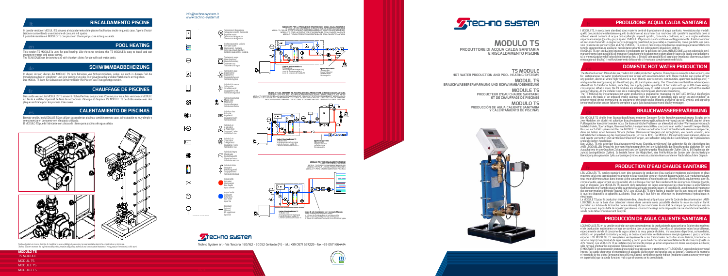# MODULO TS

**PRODUTTORE DI ACQUA CALDA SANITARIA E RISCALDAMENTO PISCINE**

**TS MODULE**
HOT WATER PRODUCTION AND POOL HEATING SYSTEMS

**MODUL TS**
BRAUCHWASSERERWÄRMUNG UND SCHWIMMBADBEHEIZUNG

**MODULE TS**
PRODUCTEUR D'EAU CHAUDE SANITAIRE ET DE CHAUFFAGE DE PISCINES

**MÓDULO TS**
PRODUCCIÓN DE AGUA CALIENTE SANITARIA Y CALENTAMIENTO DE PISCINAS

## it — PRODUZIONE ACQUA CALDA SANITARIA

I MODULI TS, in esecuzione standard, sono moderne centrali di produzione di acqua sanitaria. Ne esistono due modelli: quello con produzione istantanea e quello da abbinare ad accumulo. Essi risolvono tutti i problemi, soprattutto dove si abbiano elevati consumi di acqua calda (alberghi, impianti sportivi, comunità, condomini, etc.) e si voglia realmente risparmiare energia (gasolio, gas) e spazio. I MODULI TS possono quindi sostituire vantaggiosamente i tradizionali boiler ad accumulo fornendo un miglior servizio (maggiore quantità di acqua calda) e consentendo, grazie a tutti gli ingenti risparmi di combustibile (fino al 40%). I MODULI TS, sono di facilissima installazione essendo già preassemblati con tutte le apparecchiature ausiliarie; necessitano soltanto dei collegamenti idraulici ed elettrici.

Il MODULO TS con produzione istantanea è predisposto per la gestione del Ciclo ANTILEGIONELLA con calendario settimanale interno (con possibilità di impostare l'accensione o lo spegnimento giornaliero in base alla fascia oraria desiderata) e memorizzazione dell'esito dei cicli (storico fino a 50 cicli) con possibilità di segnalare (mediante allarme acustico e messaggio sul display) il malfunzionamento della sonda o il mancato completamento del ciclo.

## en — DOMESTIC HOT WATER PRODUCTION

The standard-version TS modules are modern hot water production systems. The module is available in two versions, one for instantaneous hot water production and one for use with an accumulation tank. These modules can resolve almost any problem, above all where high volume is a must (hotels, sports centres, apartment buildings, etc.) – and guarantee energy-saving (on Diesel fuel, gas, etc.) and space-saving. The TS modules are therefore advantageous alternatives to traditional boilers, since they can supply greater quantities of hot water with up to 40% lower energy consumption. What is more, the TS modules are extremely easy to install since it is pre-assembled with all the needed auxiliary devices. All the installer need do is making the plumbing and electrical connections.

The TS MODULE for instantaneous hot water production is prepared for managing the ANTILEGIONELLA disinfection cycle on a the basis of an onboard weekly calendar (with the option of presetting daily switch-on and switch-off at predetermined times), memorising the outcome of the single cycles (history archive of up to 50 cycles), and signaling sensor malfunction and/or failure to complete a cycle (via acoustic alarm and display message).

## de — BRAUCHWASSERERWÄRMUNG

Die MODULE TS sind in ihrer Standardausführung moderne Zentralen für die Brauchwassererwärmung. Es gibt sie in zwei Modellen: ein Modell mit sofortiger Brauchwassererwärmung (Durchlauferwärmung) und ein Modell, das mit einem Pufferspeicher kombiniert werden muss. Sie lösen sämtliche Probleme, vor allem dort, wo hoher Warmwasserverbrauch besteht (Hotels, Sportanlagen, Gemeinschaften, Hausgemeinschaften, usw.) und man wirklich sowohl Energie (Heizöl, Gas) als auch Platz sparen möchte. Die MODULE TS sind ein vorteilhafter Ersatz für traditionelle Warmwasserspeicher, denn sie liefern einen besseren Service (höhere Warmwassermenge) und ermöglichen, wie bereits erwähnt, eine beträchtliche Einsparung des Energieverbrauchs (um bis zu 40%). Die MODULE TS sind leicht zu installieren, denn sie sind bereits vormontiert mit sämtlichen Hilfseinrichtungen, und erfordern lediglich die Durchführung der hydraulischen und elektrischen Anschlüsse.

Das MODUL TS mit sofortiger Brauchwassererwärmung (Durchlauferwärmung) ist vorbereitet für die Abwicklung des ANTI-LEGIONELLEN-Zyklus mit internem Wochenprogramm (mit der Möglichkeit der Einstellung des täglichen Ein- und Ausschaltens im gewünschten Zeitabschnitt) und der Speicherung des Resultates der Zyklen (bis zu 50 Ergebnisse der zuletzt durchgeführten Zyklen). Es besteht ferner die Möglichkeit, eine Fehlfunktion der Sonde oder die nicht erfolgte Beendigung des gesamten Zyklus anzuzeigen (mittels eines akustischen Alarms und einer Nachricht auf dem Display).

## fr — PRODUCTION D'EAU CHAUDE SANITAIRE

LES MODULES TS, version standard, sont des centrales de production d'eau sanitaire modernes qui existent en deux modèles: celui avec la production instantanée et l'autre à utiliser avec un réservoir d'accumulation. Ces modules résolvent tous les problèmes surtout dans les cas où les consommations d'eau chaude sont élevées (hôtels, équipements sportifs, communautés, appartements en copropriété, etc.) et lorsque l'on veut faire réellement des économies d'énergie (gasoil, gaz) et d'espace. Les MODULES TS peuvent donc remplacer de façon avantageuse les chauffe-eaux à accumulation traditionnels en offrant de plus grandes quantités d'eau chaude et garantissant, tel que déjà dit, une diminution importante des consommations d'énergie (jusqu'à 40%). Les MODULES TS sont faciles à installer car ils sont tous pré-assemblés à tous les dispositifs et appareils auxiliaires. Tout ce qu'il faut faire est effectuer les branchements hydrauliques et électriques.

Le MODULE TS pour la production instantanée d'eau chaude est préparé pour gérer le Cycle de désinfection ANTI-LEGIONELLA sur la base d'un calendrier interne d'une semaine (avec possibilité d'entrer la mise en route et l'arrêt journalier sur la base de la tranche horaire désirée) et pour mémoriser le résultat de chaque cycle (historique jusqu'à 50 cycles) avec la possibilité de signaler (par alarme sonore et message sur le display) le mauvais fonctionnement de la sonde ou le défaut d'achèvement du cycle.

## es — PRODUCCIÓN DE AGUA CALIENTE SANITARIA

LOS MÓDULOS TS, en su versión estándar, son centrales modernas de producción de agua sanitaria. Existen dos modelos: el de producción instantánea y el que se combina con un acumulador. Con ellos se solucionan todos los problemas, especialmente donde el consumo de agua caliente es muy grande (hoteles, instalaciones deportivas, comunidades, edificios en propiedad horizontal y otros) y se busca economizar verdaderamente energía (gasóleo o gas) y también espacio. LOS MÓDULOS TS reemplazan ventajosamente a los tradicionales depósitos acumuladores, brindando un servicio mejor (más cantidad de agua caliente) y, como ya se ha dicho, reduciendo notablemente el consumo (hasta un 40% menos). Los MÓDULOS TS se instalan muy fácilmente porque van ya preensamblados con todos los equipos auxiliares; sólo hay que efectuar las conexiones hidráulicas y eléctricas.

El MÓDULO TS con producción instantánea está preparado para el tratamiento ANTILEGIONELA con calendario semanal interno (se puede programar el encendido o el apagado diario según los horarios que se deseen). Guarda en la memoria el resultado de los ciclos (almacena hasta 50 resultados) y también se puede indicar (mediante alarma sonora y mensaje en la pantalla) que la sonda funciona mal o que el ciclo no se ha completado.

## it — RISCALDAMENTO PISCINE

In questa versione i MODULI TS servono al riscaldamento delle piscine facilitando, anche in questo caso, l'opera d'installazione e consentendo una riduzione di consumi e di spazio.
È possibile realizzare il MODULO TS con piastre in titanio per piscine ad acqua salata.

## en — POOL HEATING

This version TS MODULE is used for pool heating. Like the other versions, this TS MODULE is easy to install and can guarantee energy- and space-saving.
The TS MODULE can be constructed with titanium plates for use with salt-water pools.

## de — SCHWIMMBADBEHEIZUNG

In dieser Version dienen die MODULE TS dem Beheizen von Schwimmbädern, wobei sie auch in diesem Fall die Installationsarbeiten erleichtern und eine Verringerung des Energieverbrauchs und des Platzbedarfs ermöglichen.
Das MODUL TS kann für Salzwasser-Schwimmbäder mit Platten aus Titan gefertigt werden.

## fr — CHAUFFAGE DE PISCINES

Dans cette version, les MODULES TS servent à réchauffer l'eau des piscines. Comme pour les autres versions, le MODULE est facile à installer; il permet de faire des économies d'énergie et d'espace. Le MODULE TS peut être réalisé avec des plaques en titane pour les piscines d'eau salée.

## es — CALENTAMIENTO DE PISCINAS

En esta versión, los MÓDULOS TS se utilizan para calentar piscinas; también en este caso, la instalación es muy simple y se economiza en consumo y en el espacio utilizado.
El MÓDULO TS puede fabricarse con placas de titanio para piscinas de agua salada.

*Techno System si riserva il diritto di modificare, senza obbligo di preavviso, le caratteristiche tecniche e costruttive se riportate.*
*Techno System reserves the right to modify without notice obligation, technical and construction features of every product mentioned in this work.*

MODULO TS
TS MODULE
MODUL TS
MODULE TS
MÓDULO TS

info@techno-system.it
www.techno-system.it

Termostato di Regolazione / Temperature control thermostat / Regelthermostat / Termostato de regulación
Sonda acqua calda sanitaria / Hot water sensor / Warmwasser - Ausgang / Sonde eau chaude sanitaire / Sonda de agua caliente sanitaria
Trattamento acqua / Water treatment / Wasserbehandlung / Traitement eau / Tratamiento de agua
Valvola di by-pass / Bypass valve / Bypassventil / Soupape de by-pass / Válvula de by-pass
Valvola di sicurezza / Safety valve / Sicherheitsventil / Soupape de sûreté / Válvula de seguridad
Valvola miscelatrice / Mixing valve / Mischventil / Vanne mélangeuse / Válvula mezcladora
Valvola a sfera / Ball valve / Kugelventil / Soupape à boulet / Válvula de bola
Valvola 3 vie / 3-way valve / 3-Wege-Ventil / Soupape à 3 voies / Válvula de 3 vías
Valvola 2 vie / 2-way valve / 2-Wege-Ventil / Soupape à 2 voies / Válvula de 2 vías
Valvola di ritegno / Check valve / Rückschlagventil / Clapet anti-retour / Válvula de retención
Valvola di sfiato / Vent valve / Entlüftungsventil / Soupape d'évent / Válvula de desaireo
Acqua calda / Hot water / Warmwasser / Eau chaude / Agua caliente
Acqua fredda / Cold water / Kaltwasser / Eau froide / Agua fría
Optional / Optional / Optional / En supplément / Opcional

**MODULO TS PER LA PRODUZIONE ISTANTANEA DI ACQUA CALDA SANITARIA**
TS MODULE FOR INSTANTANEOUS PRODUCTION OF DOMESTIC HOT WATER
MODUL TS FÜR DIE SOFORTIGE BRAUCHWASSERERWÄRMUNG (DURCHLAUFERWÄRMUNG)
MODULE TS POUR LA PRODUCTION INSTANTANÉE D'EAU CHAUDE SANITAIRE
MÓDULO TS PARA PRODUCCIÓN INSTANTÁNEA DE AGUA CALIENTE SANITARIA

**Limite di fornitura Modulo TS** / TS Module limit / Lieferungsumfang Modul TS / Limite de fourniture module TS / Límite de suministro del módulo TS
**Ingresso acqua fredda** / Cold water inlet / Kaltwassereingang / Entrée eau froide / Entrada agua fría

**MODULO TS DA ABBINARE AD ACCUMULO PER LA PRODUZIONE DI ACQUA CALDA SANITARIA**
TS MODULE FOR USE WITH AN ACCUMULATION TANK FOR DOMESTIC HOT WATER
MODUL TS, DAS FÜR DIE BRAUCHWASSERERWÄRMUNG MIT EINEM PUFFERSPEICHER KOMBINIERT WERDEN MUSS
MODULE TS À UTILISER AVEC UN RÉSERVOIR D'ACCUMULATION POUR LA PRODUCTION D'EAU CHAUDE SANITAIRE
MÓDULO TS PARA COMBINAR CON ACUMULADOR PARA PRODUCCIÓN AGUA CALIENTE SANITARIA

**MODULO TS PER RISCALDAMENTO PISCINE**
TS MODULE FOR POOL HEATING
MODUL TS FÜR DIE SCHWIMMBADBEHEIZUNG
MODULE TS POUR LE CHAUFFAGE DE PISCINES
MÓDULO TS PARA CALENTAMIENTO DE PISCINAS

**Limite di fornitura Modulo TS** / TS Module limit / Lieferungsumfang Modul TS / Limite de fourniture module TS / Límite de suministro del módulo TS
**In caso di sola installazione con trasmissioni fra peso** ...

Techno System srl - Via Toscana, 160/162 - 50052 Certaldo (FI) - tel.: +39 0571 667229 - fax +39 0571 664414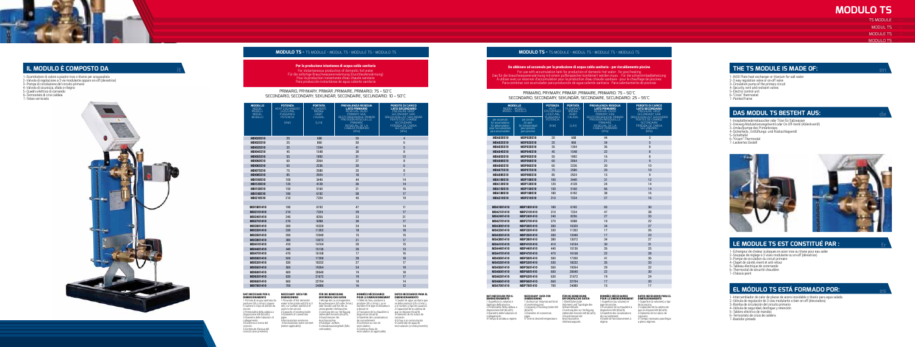# MODULO TS

TS MODULE
MODUL TS
MODULE TS
MODULO TS

## IL MODULO È COMPOSTO DA

1- Scambiatore di calore a piastre inox o titanio per acqua salata
2- Valvola di regolazione a 3 vie modulante oppure on-off (deviatrice)
3- Pompa di circolazione del circuito primario
4- Valvola di sicurezza, sfiato e ritegno
5- Quadro elettrico di comando
6- Termostato di crisi caldaia
7- Telaio verniciato

## MODULO TS - TS MODULE - MODUL TS - MODULE TS - MODULO TS

**Per la produzione istantanea di acqua calda sanitaria**

For instantaneous production of domestic hot water
Für die sofortige Brauchwassererwärmung (Durchlauferwärmung)
Pour la production instantanée d'eau chaude sanitaire
Para producción instantánea de agua caliente sanitaria

PRIMARIO, PRYMARY, PRIMÄR ,PRIMAIRE, PRIMARIO: 75 – 50°C
SECONDARIO, SECONDARY, SEKUNDÄR, SECONDAIRE, SECUNDARIO: 10 – 50°C

| MODELLO<br>MODEL<br>MODELL<br>MODEL<br>MODELO | POTENZA<br>HEAT EXCHANGED<br>LEISTUNG<br>PUISSANCE<br>POTENCIA<br>(kW) | PORTATA<br>FLOWRATE<br>MENGE<br>DEBIT<br>CAUDAL<br>(L/H) | PREVALENZA RESIDUA LATO PRIMARIO<br>RESIDUAL HEAD PRIMARY SIDE<br>RESTFÖRDERHÖHE PRIMÄR<br>PRESSION RÉSIDUELLE PRIMAIRE<br>CAUDAL DE CARGA CABEZA PRIMARIO<br>(kPa) | PERDITE DI CARICO LATO SECONDARIO<br>PRESSURE LOSSES SECONDARY SIDE<br>DRUCKVERLUST SEKUNDÄR<br>PERTE DE CHARGE SECONDAIRE<br>PERDIDA DE CARGA SECUNDARIO<br>(kPa) |
|---|---|---|---|---|
| MDI020510 | 20 | 688 | 55 | 4 |
| MDI025510 | 25 | 860 | 50 | 6 |
| MDI035510 | 35 | 1204 | 41 | 5 |
| MDI045510 | 45 | 1548 | 38 | 8 |
| MDI055510 | 55 | 1892 | 31 | 12 |
| MDI060510 | 60 | 2064 | 27 | 8 |
| MDI065510 | 65 | 2236 | 39 | 6 |
| MDI075510 | 75 | 2580 | 25 | 8 |
| MDI085510 | 85 | 2924 | 18 | 7 |
| MDI100510 | 100 | 3440 | 44 | 14 |
| MDI120510 | 120 | 4128 | 36 | 14 |
| MDI150510 | 150 | 5160 | 31 | 16 |
| MDI180510 | 180 | 6192 | 58 | 17 |
| MDI210510 | 210 | 7224 | 45 | 19 |
| | | | | |
| MDI1801410 | 180 | 6192 | 47 | 11 |
| MDI2101410 | 210 | 7224 | 29 | 17 |
| MDI2401410 | 240 | 8256 | 33 | 21 |
| MDI2701410 | 270 | 9288 | 20 | 17 |
| MDI3001410 | 300 | 10320 | 24 | 14 |
| MDI3201410 | 330 | 11352 | 18 | 18 |
| MDI3501410 | 350 | 12040 | 15 | 15 |
| MDI3801410 | 380 | 13072 | 31 | 17 |
| MDI4101410 | 410 | 14104 | 28 | 15 |
| MDI4401410 | 440 | 15136 | 20 | 13 |
| MDI4701410 | 470 | 16168 | 17 | 16 |
| MDI5001410 | 500 | 17200 | 28 | 18 |
| MDI5301410 | 530 | 18232 | 27 | 17 |
| MDI5601410 | 560 | 19264 | 24 | 19 |
| MDI6001410 | 600 | 20640 | 19 | 18 |
| MDI6301410 | 630 | 21672 | 19 | 17 |
| MDI6601410 | 660 | 22704 | 18 | 20 |
| MDI7001410 | 700 | 24080 | 16 | 12 |

**DATI NECESSARI PER IL DIMENSIONAMENTO**
1-Portata di acqua sanitaria da produrre (litri o litri/ora) oppure il numero e il tipo di utenze da servire.
2-Potenzialità della caldaia a disposizione kW (kCal/h).
3-Diametro delle tubazioni di collegamento.
4-Lunghezza e misura del raccordo.
5-Condensa d'acqua del raccordo (ove presente).

**NECESSARY DATA FOR DIMENSIONING**
1-Flowrate of hot domestic water to be produced (lt/h or l/min.) or number and kind of points to be served.
2-Capacity of existing boiler
3-Diameter of connecting pipes.
4-Recirculation features
5-Recirculation water content (where applicable).

**FÜR DIE BEMESSUNG ERFORDERLICHE DATEN**
1-Menge des zu erzeugenden Brauchwassers (l/h oder l/min.) oder Anzahl und Art der zu versorgenden Verbraucher.
2-Leistung des zur Verfügung stehenden Kessels (kCal/h).
3-Durchmesser der Anschlussrohre.
4-Kaliber/Länge der Zirkulation.
5-Umwälzwassergehalt (falls vorhanden).

**DONNÉES NÉCESSAIRES POUR LE DIMENSIONNEMENT**
1-Débit de l'eau sanitaire à produire (litres ou litres/h) ou nombre et type d'utilisateurs à desservir.
2-Puissance de la chaudière à disposition (kCal/h).
3-Diamètre des canalisations de raccordement.
4-Longueur du raccordement de recirculation.
5-Contenu d'eau de recirculation (si applicable).

**DATOS NECESARIOS PARA EL DIMENSIONAMIENTO**
1-Caudal de agua sanitaria que se debe producir (litros o l/h) o el número y tipo de usuarios.
2-Capacidad de la caldera de que se dispone (kCal/h).
3-Diámetro de los tubos de conexión.
4-Largo de la recirculación.
5-Contenido de agua de recirculación (si está presente).

## MODULO TS - TS MODULE - MODUL TS - MODULE TS - MODULO TS

**Da abbinare ad accumulo per la produzione di acqua calda sanitaria - per riscaldamento piscine**

For use with accumulation tank for production of domestic hot water - for pool heating
Dass für die Brauchwassererwärmung mit einem pufferspeicher kombiniert werden muss - Für die schwimmbadbeheizung
À utiliser avec un réservoir d'accumulation pour la production d'eau chaude sanitaire - pour le chauffage de piscines
Para combinar con acumulador para producción de agua caliente sanitaria - Para calentamiento de piscinas

PRIMARIO, PRYMARY, PRIMÄR ,PRIMAIRE, PRIMARIO: 75 – 50°C
SECONDARIO, SECONDARY, SEKUNDÄR, SECONDAIRE, SECUNDARIO: 25 – 55°C

| MODELLO - MODEL - MODELL MODÈLE - MODELO<br>per accumulo<br>for accumulation<br>für akkumulation<br>pour l'accumulation<br>para acumulador | <br>per piscine<br>for pool<br>für schwimmbad<br>pour piscines<br>para piscinas | POTENZA<br>HEAT EXCHANGED<br>LEISTUNG<br>PUISSANCE<br>POTENCIA<br>(kW) | PORTATA<br>FLOWRATE<br>MENGE<br>DEBIT<br>CAUDAL<br>(L/H) | PREVALENZA RESIDUA LATO PRIMARIO<br>RESIDUAL HEAD PRIMARY SIDE<br>RESTFÖRDERHÖHE PRIMÄR<br>PRESSION RÉSIDUELLE PRIMAIRE<br>CAUDAL DE CARGA CABEZA PRIMARIO<br>(kPa) | PERDITE DI CARICO LATO SECONDARIO<br>PRESSURE LOSSES SECONDARY SIDE<br>DRUCKVERLUST SEKUNDÄR<br>PERTE DE CHARGE SECONDAIRE<br>PERDIDA DE CARGA SECUNDARIO<br>(kPa) |
|---|---|---|---|---|---|
| MDA020510 | MDP020510 | 20 | 688 | 44 | 3 |
| MDA025510 | MDP025510 | 25 | 860 | 34 | 5 |
| MDA035510 | MDP035510 | 35 | 1204 | 36 | 6 |
| MDA045510 | MDP045510 | 45 | 1548 | 22 | 8 |
| MDA055510 | MDP055510 | 55 | 1892 | 16 | 8 |
| MDA060510 | MDP060510 | 60 | 2064 | 21 | 9 |
| MDA065510 | MDP065510 | 65 | 2236 | 20 | 10 |
| MDA075510 | MDP075510 | 75 | 2580 | 20 | 10 |
| MDA085510 | MDP085510 | 85 | 2924 | 15 | 9 |
| MDA100510 | MDP100510 | 100 | 3440 | 31 | 12 |
| MDA120510 | MDP120510 | 120 | 4128 | 24 | 14 |
| MDA150510 | MDP150510 | 150 | 5160 | 66 | 14 |
| MDA180510 | MDP180510 | 180 | 6192 | 38 | 15 |
| MDA210510 | MDP210510 | 210 | 7224 | 27 | 16 |
| | | | | | |
| MDA1801410 | MDP1801410 | 180 | 6192 | 65 | 30 |
| MDA2101410 | MDP2101410 | 210 | 7224 | 47 | 38 |
| MDA2401410 | MDP2401410 | 240 | 8256 | 27 | 33 |
| MDA2701410 | MDP2701410 | 270 | 9288 | 19 | 22 |
| MDA3001410 | MDP3001410 | 300 | 10320 | 34 | 27 |
| MDA3201410 | MDP3201410 | 330 | 11352 | 17 | 26 |
| MDA3501410 | MDP3501410 | 350 | 12040 | 17 | 23 |
| MDA3801410 | MDP3801410 | 380 | 13072 | 34 | 27 |
| MDA4101410 | MDP4101410 | 410 | 14104 | 30 | 31 |
| MDA4401410 | MDP4401410 | 440 | 15136 | 26 | 25 |
| MDA4701410 | MDP4701410 | 470 | 16168 | 22 | 28 |
| MDA5001410 | MDP5001410 | 500 | 17200 | 41 | 36 |
| MDA5301410 | MDP5301410 | 530 | 18232 | 35 | 33 |
| MDA5601410 | MDP5601410 | 560 | 19264 | 29 | 32 |
| MDA6001410 | MDP6001410 | 600 | 20640 | 22 | 30 |
| MDA6301410 | MDP6301410 | 630 | 21672 | 19 | 24 |
| MDA6601410 | MDP6601410 | 660 | 22704 | 17 | 20 |
| MDA7001410 | MDP7001410 | 700 | 24080 | 15 | 17 |

**DATI NECESSARI PER IL DIMENSIONAMENTO**
1-Superficie (o volume) e tipologia della piscina.
2-Potenzialità della caldaia a disposizione kW (kCal/h).
3-Diametro delle tubazioni di collegamento.
4-Tempo di andata a regime.

**NECESSARY DATA FOR DIMENSIONING**
1-Surface (or Volume) and kind of swimming pool.
2-Capacity of existing boiler kW (kCal/h).
3-Diameter of connecting pipes.
4-Time to desired temperature.

**FÜR DIE BEMESSUNG ERFORDERLICHE DATEN**
1-Oberfläche (oder Volumen) und Typologie des Schwimmbads.
2-Leistung des zur Verfügung stehenden Kessels kW (kCal/h).
3-Durchmesser der Anschlussrohre.
4-Aufheizzeitpunkt.

**DONNÉES NÉCESSAIRES POUR LE DIMENSIONNEMENT**
1-Superficie (ou volume) et type de piscine.
2-Puissance de la chaudière à disposition kW (kCal/h).
3-Diamètre des canalisations de raccordement.
4-Durée de fonctionnement à régime.

**DATOS NECESARIOS PARA EL DIMENSIONAMIENTO**
1-Superficie (o volumen) y tipo de la piscina.
2-Capacidad de la caldera de que se dispone kW (kCal/h).
3-Diámetro de los tubos de conexión.
4-Tiempo necesario para llegar a pleno régimen.

## THE TS MODULE IS MADE OF:

1- INOX Plate heat exchanger or Titanium for salt water
2- 3-way regulator valve or on-off valve
3- Circulation pump of the primary circuit
4- Security, vent and restraint valves
5- Electric control unit
6- "Crisis" thermostat
7- Painted frame

## DAS MODUL TS BESTEHT AUS:

1- Inoxplattenwärmetauscher oder Titan für Salzwasser
2- Dreiwege-Modulationsregelventil oder On-Off-Ventil (Ablenkventil)
3- Umlaufpumpe des Primärkreises
4- Sicherheits-, Entlüftungs- und Rückschlagventil
5- Schalttafel
6- "Krisen"-Thermostat
7- Lackiertes Gestell

## LE MODULE TS EST CONSTITUÉ PAR :

1- Echangeur de chaleur à plaques en acier inox ou titane pour eau salée
2- Soupape de réglage à 3 voies modulante ou on-off (déviatrice)
3- Pompe de circulation du circuit primaire
4- Clapet de sûreté, évent et anti-retour
5- Tableau électrique de commande
6- Thermostat de sécurité chaudière
7- Châssis peint

## EL MÓDULO TS ESTÁ FORMADO POR:

1- Intercambiador de calor de placas de acero inoxidable o titanio para agua salada
2- Válvula de regulación de 3 vías moduladora o bien on-off (desviadora)
3- Bomba de circulación del circuito primario
4- Válvula de seguridad, desfogue y retención
5- Tablero eléctrico de mandos
6- Termostato de crisis de caldera
7- Bastidor pintado